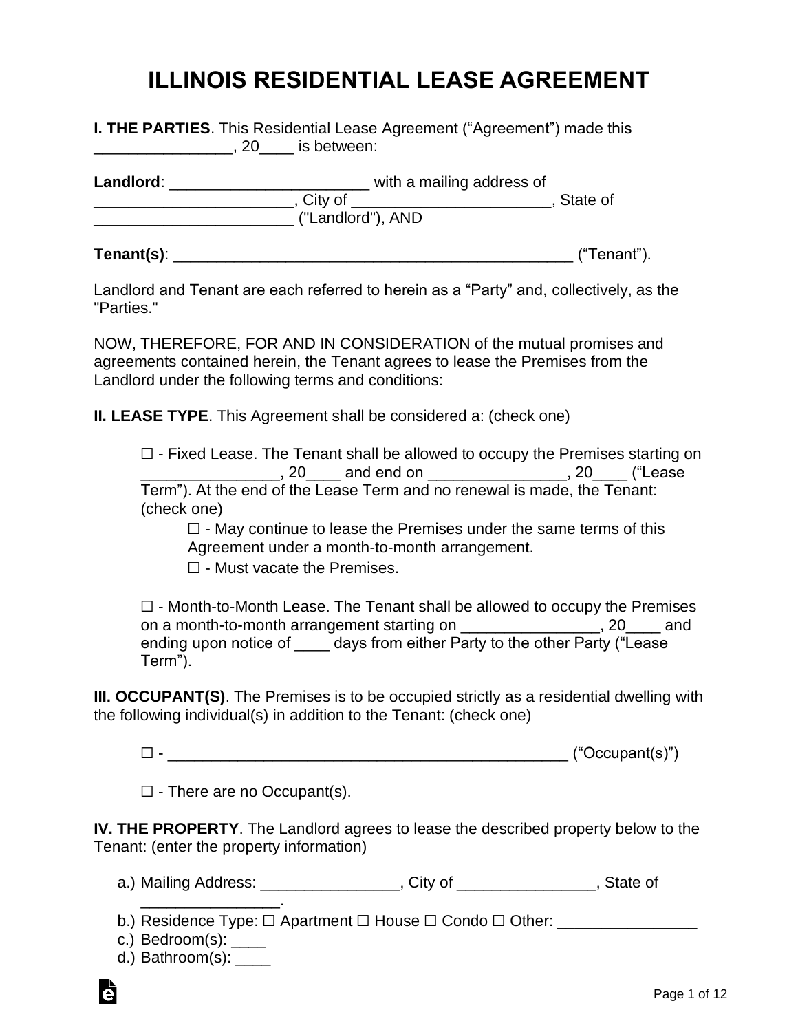# ILLINOIS RESIDENTIAL LEASE AGREEMENT

**I. THE PARTIES**. This Residential Lease Agreement ("Agreement") made this ________________, 20____ is between:

**Landlord**: _______________________ with a mailing address of _______________________, City of _______________________, State of _______________________ ("Landlord"), AND

**Tenant(s)**: ________________________________________________ ("Tenant").

Landlord and Tenant are each referred to herein as a "Party" and, collectively, as the "Parties."

NOW, THEREFORE, FOR AND IN CONSIDERATION of the mutual promises and agreements contained herein, the Tenant agrees to lease the Premises from the Landlord under the following terms and conditions:

**II. LEASE TYPE**. This Agreement shall be considered a: (check one)

☐ - Fixed Lease. The Tenant shall be allowed to occupy the Premises starting on ________________, 20____ and end on ________________, 20____ ("Lease Term"). At the end of the Lease Term and no renewal is made, the Tenant: (check one)

☐ - May continue to lease the Premises under the same terms of this Agreement under a month-to-month arrangement.

☐ - Must vacate the Premises.

☐ - Month-to-Month Lease. The Tenant shall be allowed to occupy the Premises on a month-to-month arrangement starting on ________________, 20____ and ending upon notice of ____ days from either Party to the other Party ("Lease Term").

**III. OCCUPANT(S)**. The Premises is to be occupied strictly as a residential dwelling with the following individual(s) in addition to the Tenant: (check one)

☐ - ________________________________________________ ("Occupant(s)")

☐ - There are no Occupant(s).

**IV. THE PROPERTY**. The Landlord agrees to lease the described property below to the Tenant: (enter the property information)

a.) Mailing Address: ________________, City of ________________, State of ________________.
b.) Residence Type: ☐ Apartment ☐ House ☐ Condo ☐ Other: ________________
c.) Bedroom(s): ____
d.) Bathroom(s): ____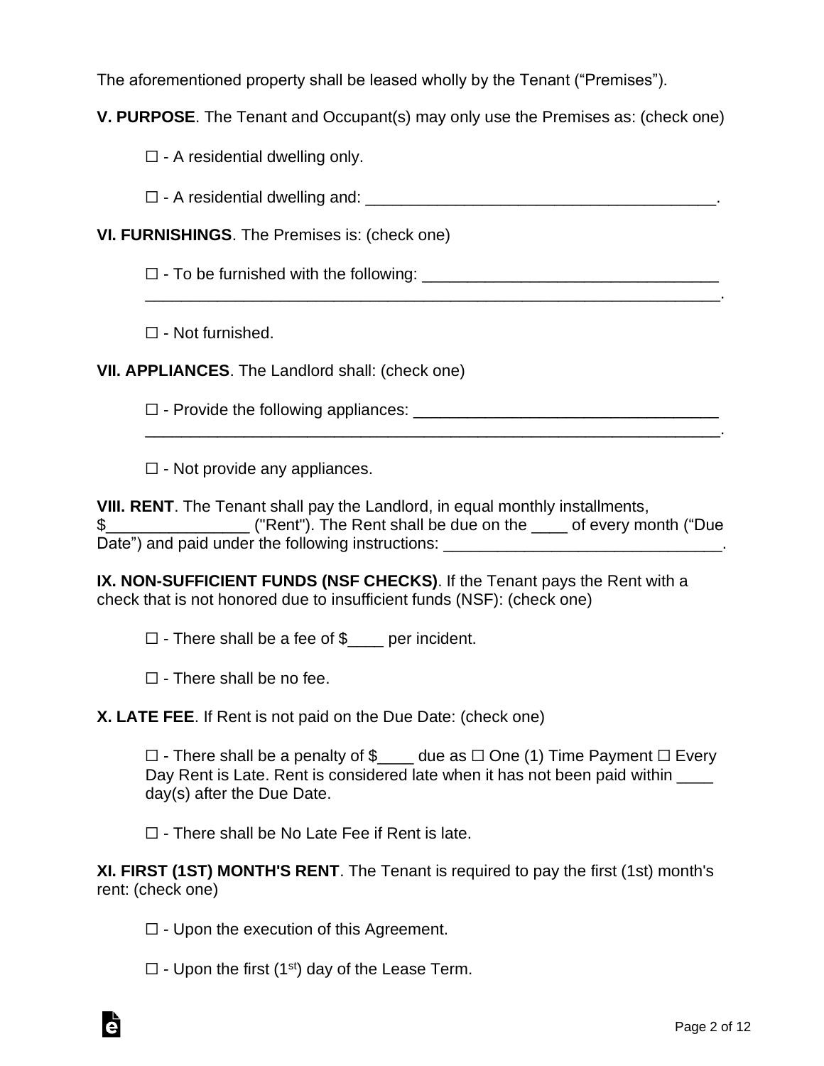The aforementioned property shall be leased wholly by the Tenant ("Premises").

**V. PURPOSE**. The Tenant and Occupant(s) may only use the Premises as: (check one)

☐ - A residential dwelling only.

☐ - A residential dwelling and: ________________________________________.

**VI. FURNISHINGS**. The Premises is: (check one)

☐ - To be furnished with the following: _________________________________ _________________________________________________________________.

☐ - Not furnished.

**VII. APPLIANCES**. The Landlord shall: (check one)

☐ - Provide the following appliances: __________________________________ _________________________________________________________________.

☐ - Not provide any appliances.

**VIII. RENT**. The Tenant shall pay the Landlord, in equal monthly installments, $________________ ("Rent"). The Rent shall be due on the ____ of every month ("Due Date") and paid under the following instructions: _______________________________.

**IX. NON-SUFFICIENT FUNDS (NSF CHECKS)**. If the Tenant pays the Rent with a check that is not honored due to insufficient funds (NSF): (check one)

☐ - There shall be a fee of $____ per incident.

☐ - There shall be no fee.

**X. LATE FEE**. If Rent is not paid on the Due Date: (check one)

☐ - There shall be a penalty of $____ due as ☐ One (1) Time Payment ☐ Every Day Rent is Late. Rent is considered late when it has not been paid within ____ day(s) after the Due Date.

☐ - There shall be No Late Fee if Rent is late.

**XI. FIRST (1ST) MONTH'S RENT**. The Tenant is required to pay the first (1st) month's rent: (check one)

☐ - Upon the execution of this Agreement.

☐ - Upon the first (1st) day of the Lease Term.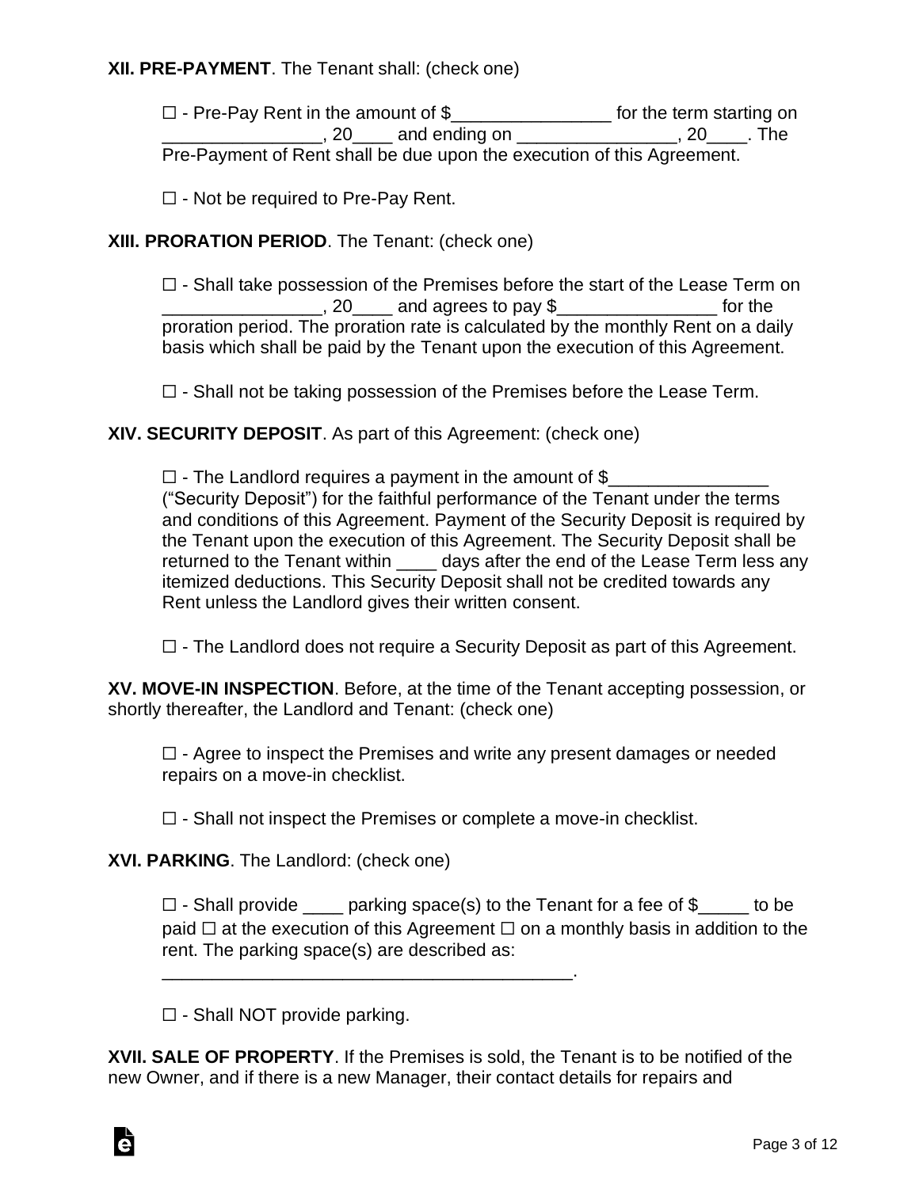**XII. PRE-PAYMENT**. The Tenant shall: (check one)

☐ - Pre-Pay Rent in the amount of $________________ for the term starting on ________________, 20____ and ending on ________________, 20____. The Pre-Payment of Rent shall be due upon the execution of this Agreement.

☐ - Not be required to Pre-Pay Rent.

**XIII. PRORATION PERIOD**. The Tenant: (check one)

☐ - Shall take possession of the Premises before the start of the Lease Term on ________________, 20____ and agrees to pay $________________ for the proration period. The proration rate is calculated by the monthly Rent on a daily basis which shall be paid by the Tenant upon the execution of this Agreement.

☐ - Shall not be taking possession of the Premises before the Lease Term.

**XIV. SECURITY DEPOSIT**. As part of this Agreement: (check one)

☐ - The Landlord requires a payment in the amount of $________________ ("Security Deposit") for the faithful performance of the Tenant under the terms and conditions of this Agreement. Payment of the Security Deposit is required by the Tenant upon the execution of this Agreement. The Security Deposit shall be returned to the Tenant within ____ days after the end of the Lease Term less any itemized deductions. This Security Deposit shall not be credited towards any Rent unless the Landlord gives their written consent.

☐ - The Landlord does not require a Security Deposit as part of this Agreement.

**XV. MOVE-IN INSPECTION**. Before, at the time of the Tenant accepting possession, or shortly thereafter, the Landlord and Tenant: (check one)

☐ - Agree to inspect the Premises and write any present damages or needed repairs on a move-in checklist.

☐ - Shall not inspect the Premises or complete a move-in checklist.

**XVI. PARKING**. The Landlord: (check one)

☐ - Shall provide ____ parking space(s) to the Tenant for a fee of $_____ to be paid ☐ at the execution of this Agreement ☐ on a monthly basis in addition to the rent. The parking space(s) are described as: __________________________________________.

☐ - Shall NOT provide parking.

**XVII. SALE OF PROPERTY**. If the Premises is sold, the Tenant is to be notified of the new Owner, and if there is a new Manager, their contact details for repairs and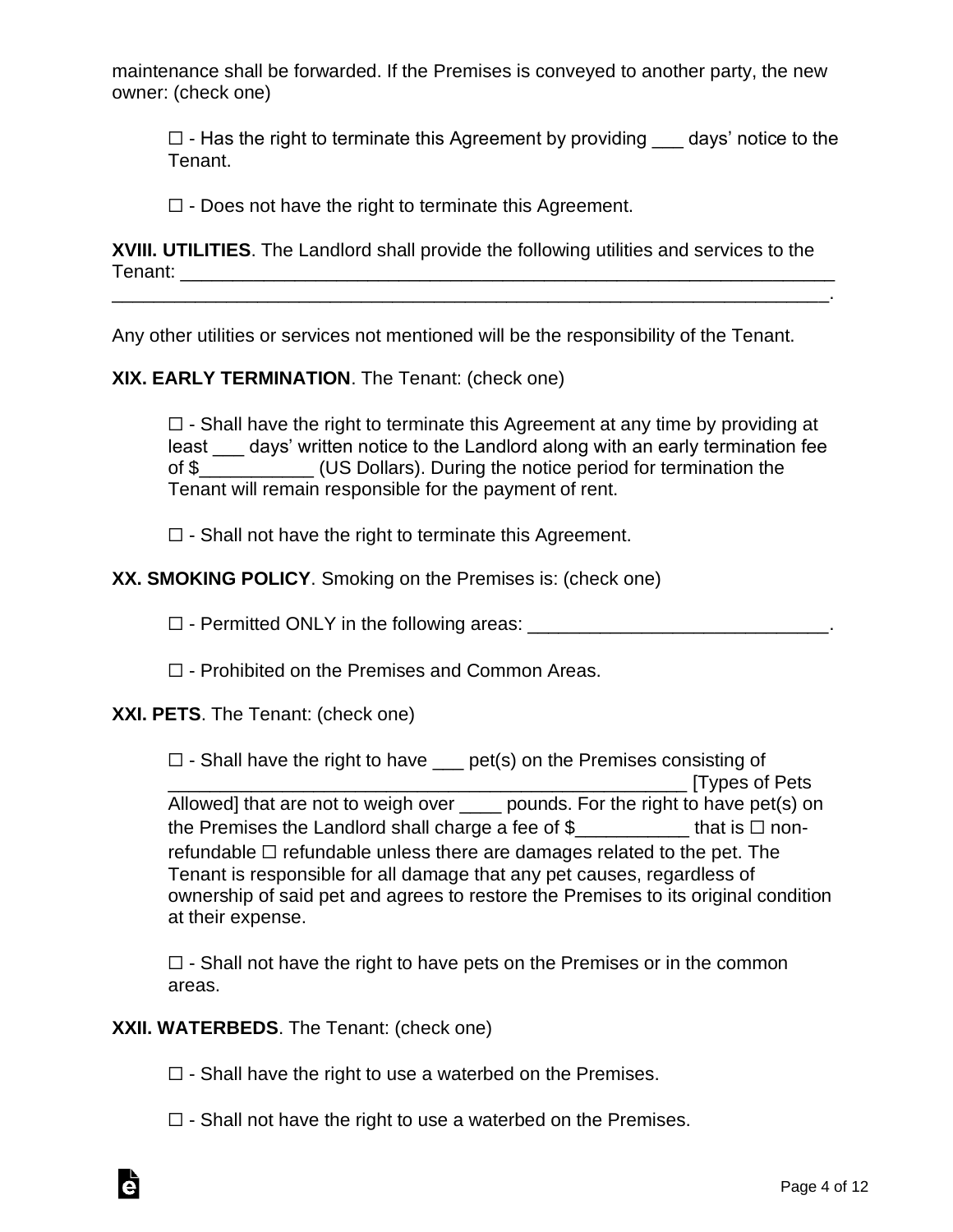maintenance shall be forwarded. If the Premises is conveyed to another party, the new owner: (check one)

☐ - Has the right to terminate this Agreement by providing ___ days' notice to the Tenant.

☐ - Does not have the right to terminate this Agreement.

**XVIII. UTILITIES**. The Landlord shall provide the following utilities and services to the Tenant: ________________________________________________________________
_______________________________________________________________________.

Any other utilities or services not mentioned will be the responsibility of the Tenant.

**XIX. EARLY TERMINATION**. The Tenant: (check one)

☐ - Shall have the right to terminate this Agreement at any time by providing at least ___ days' written notice to the Landlord along with an early termination fee of $___________ (US Dollars). During the notice period for termination the Tenant will remain responsible for the payment of rent.

☐ - Shall not have the right to terminate this Agreement.

**XX. SMOKING POLICY**. Smoking on the Premises is: (check one)

☐ - Permitted ONLY in the following areas: _____________________________.

☐ - Prohibited on the Premises and Common Areas.

**XXI. PETS**. The Tenant: (check one)

☐ - Shall have the right to have ___ pet(s) on the Premises consisting of _________________________________________________ [Types of Pets Allowed] that are not to weigh over ____ pounds. For the right to have pet(s) on the Premises the Landlord shall charge a fee of $___________ that is ☐ non-refundable ☐ refundable unless there are damages related to the pet. The Tenant is responsible for all damage that any pet causes, regardless of ownership of said pet and agrees to restore the Premises to its original condition at their expense.

☐ - Shall not have the right to have pets on the Premises or in the common areas.

**XXII. WATERBEDS**. The Tenant: (check one)

☐ - Shall have the right to use a waterbed on the Premises.

☐ - Shall not have the right to use a waterbed on the Premises.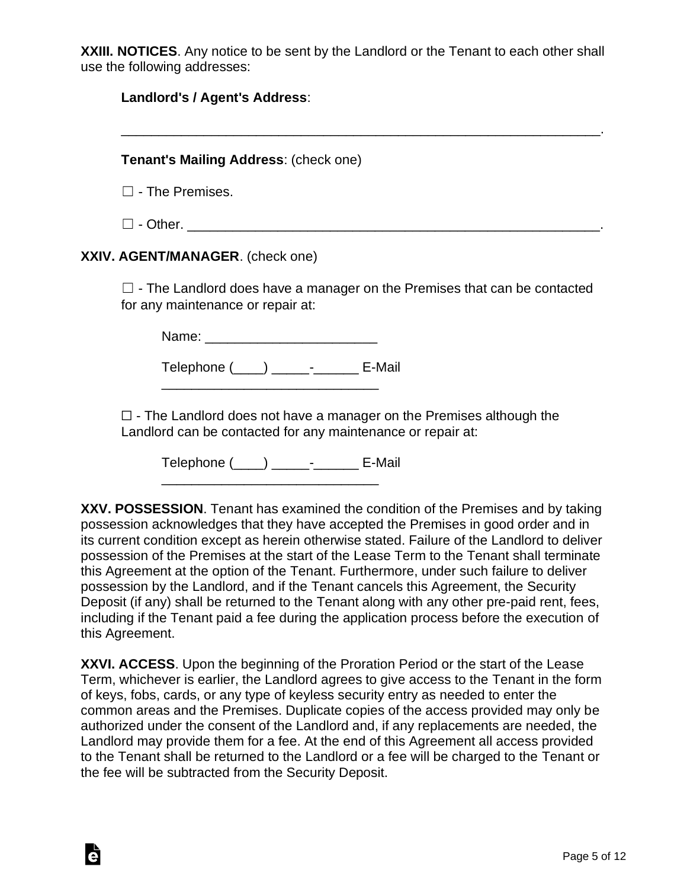**XXIII. NOTICES**. Any notice to be sent by the Landlord or the Tenant to each other shall use the following addresses:

**Landlord's / Agent's Address**:

_________________________________________________________________.

**Tenant's Mailing Address**: (check one)

☐ - The Premises.

☐ - Other. _________________________________________________________.

**XXIV. AGENT/MANAGER**. (check one)

☐ - The Landlord does have a manager on the Premises that can be contacted for any maintenance or repair at:

Name: _______________________

Telephone (____) _____-______ E-Mail _____________________________

☐ - The Landlord does not have a manager on the Premises although the Landlord can be contacted for any maintenance or repair at:

Telephone (____) _____-______ E-Mail _____________________________

**XXV. POSSESSION**. Tenant has examined the condition of the Premises and by taking possession acknowledges that they have accepted the Premises in good order and in its current condition except as herein otherwise stated. Failure of the Landlord to deliver possession of the Premises at the start of the Lease Term to the Tenant shall terminate this Agreement at the option of the Tenant. Furthermore, under such failure to deliver possession by the Landlord, and if the Tenant cancels this Agreement, the Security Deposit (if any) shall be returned to the Tenant along with any other pre-paid rent, fees, including if the Tenant paid a fee during the application process before the execution of this Agreement.

**XXVI. ACCESS**. Upon the beginning of the Proration Period or the start of the Lease Term, whichever is earlier, the Landlord agrees to give access to the Tenant in the form of keys, fobs, cards, or any type of keyless security entry as needed to enter the common areas and the Premises. Duplicate copies of the access provided may only be authorized under the consent of the Landlord and, if any replacements are needed, the Landlord may provide them for a fee. At the end of this Agreement all access provided to the Tenant shall be returned to the Landlord or a fee will be charged to the Tenant or the fee will be subtracted from the Security Deposit.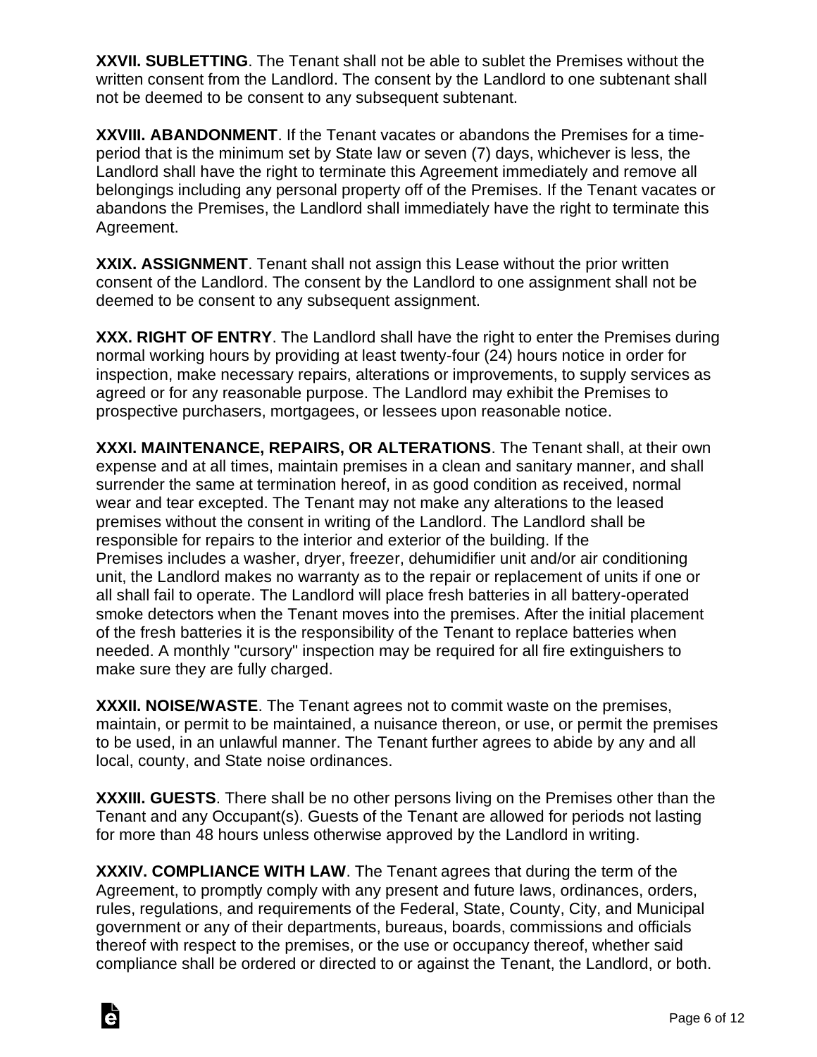**XXVII. SUBLETTING**. The Tenant shall not be able to sublet the Premises without the written consent from the Landlord. The consent by the Landlord to one subtenant shall not be deemed to be consent to any subsequent subtenant.

**XXVIII. ABANDONMENT**. If the Tenant vacates or abandons the Premises for a time-period that is the minimum set by State law or seven (7) days, whichever is less, the Landlord shall have the right to terminate this Agreement immediately and remove all belongings including any personal property off of the Premises. If the Tenant vacates or abandons the Premises, the Landlord shall immediately have the right to terminate this Agreement.

**XXIX. ASSIGNMENT**. Tenant shall not assign this Lease without the prior written consent of the Landlord. The consent by the Landlord to one assignment shall not be deemed to be consent to any subsequent assignment.

**XXX. RIGHT OF ENTRY**. The Landlord shall have the right to enter the Premises during normal working hours by providing at least twenty-four (24) hours notice in order for inspection, make necessary repairs, alterations or improvements, to supply services as agreed or for any reasonable purpose. The Landlord may exhibit the Premises to prospective purchasers, mortgagees, or lessees upon reasonable notice.

**XXXI. MAINTENANCE, REPAIRS, OR ALTERATIONS**. The Tenant shall, at their own expense and at all times, maintain premises in a clean and sanitary manner, and shall surrender the same at termination hereof, in as good condition as received, normal wear and tear excepted. The Tenant may not make any alterations to the leased premises without the consent in writing of the Landlord. The Landlord shall be responsible for repairs to the interior and exterior of the building. If the Premises includes a washer, dryer, freezer, dehumidifier unit and/or air conditioning unit, the Landlord makes no warranty as to the repair or replacement of units if one or all shall fail to operate. The Landlord will place fresh batteries in all battery-operated smoke detectors when the Tenant moves into the premises. After the initial placement of the fresh batteries it is the responsibility of the Tenant to replace batteries when needed. A monthly "cursory" inspection may be required for all fire extinguishers to make sure they are fully charged.

**XXXII. NOISE/WASTE**. The Tenant agrees not to commit waste on the premises, maintain, or permit to be maintained, a nuisance thereon, or use, or permit the premises to be used, in an unlawful manner. The Tenant further agrees to abide by any and all local, county, and State noise ordinances.

**XXXIII. GUESTS**. There shall be no other persons living on the Premises other than the Tenant and any Occupant(s). Guests of the Tenant are allowed for periods not lasting for more than 48 hours unless otherwise approved by the Landlord in writing.

**XXXIV. COMPLIANCE WITH LAW**. The Tenant agrees that during the term of the Agreement, to promptly comply with any present and future laws, ordinances, orders, rules, regulations, and requirements of the Federal, State, County, City, and Municipal government or any of their departments, bureaus, boards, commissions and officials thereof with respect to the premises, or the use or occupancy thereof, whether said compliance shall be ordered or directed to or against the Tenant, the Landlord, or both.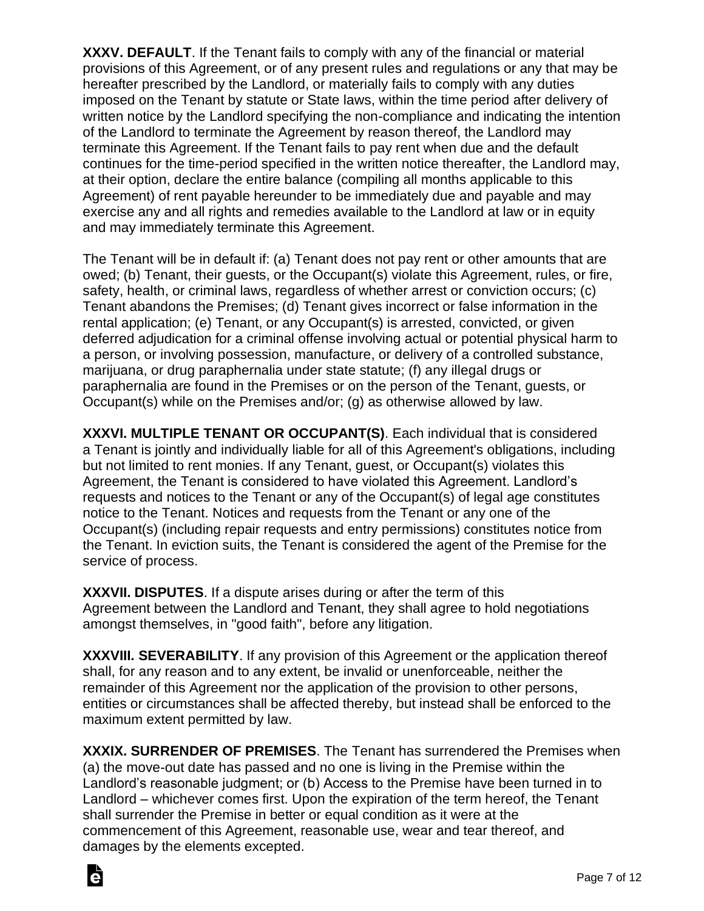**XXXV. DEFAULT**. If the Tenant fails to comply with any of the financial or material provisions of this Agreement, or of any present rules and regulations or any that may be hereafter prescribed by the Landlord, or materially fails to comply with any duties imposed on the Tenant by statute or State laws, within the time period after delivery of written notice by the Landlord specifying the non-compliance and indicating the intention of the Landlord to terminate the Agreement by reason thereof, the Landlord may terminate this Agreement. If the Tenant fails to pay rent when due and the default continues for the time-period specified in the written notice thereafter, the Landlord may, at their option, declare the entire balance (compiling all months applicable to this Agreement) of rent payable hereunder to be immediately due and payable and may exercise any and all rights and remedies available to the Landlord at law or in equity and may immediately terminate this Agreement.

The Tenant will be in default if: (a) Tenant does not pay rent or other amounts that are owed; (b) Tenant, their guests, or the Occupant(s) violate this Agreement, rules, or fire, safety, health, or criminal laws, regardless of whether arrest or conviction occurs; (c) Tenant abandons the Premises; (d) Tenant gives incorrect or false information in the rental application; (e) Tenant, or any Occupant(s) is arrested, convicted, or given deferred adjudication for a criminal offense involving actual or potential physical harm to a person, or involving possession, manufacture, or delivery of a controlled substance, marijuana, or drug paraphernalia under state statute; (f) any illegal drugs or paraphernalia are found in the Premises or on the person of the Tenant, guests, or Occupant(s) while on the Premises and/or; (g) as otherwise allowed by law.

**XXXVI. MULTIPLE TENANT OR OCCUPANT(S)**. Each individual that is considered a Tenant is jointly and individually liable for all of this Agreement's obligations, including but not limited to rent monies. If any Tenant, guest, or Occupant(s) violates this Agreement, the Tenant is considered to have violated this Agreement. Landlord's requests and notices to the Tenant or any of the Occupant(s) of legal age constitutes notice to the Tenant. Notices and requests from the Tenant or any one of the Occupant(s) (including repair requests and entry permissions) constitutes notice from the Tenant. In eviction suits, the Tenant is considered the agent of the Premise for the service of process.

**XXXVII. DISPUTES**. If a dispute arises during or after the term of this Agreement between the Landlord and Tenant, they shall agree to hold negotiations amongst themselves, in "good faith", before any litigation.

**XXXVIII. SEVERABILITY**. If any provision of this Agreement or the application thereof shall, for any reason and to any extent, be invalid or unenforceable, neither the remainder of this Agreement nor the application of the provision to other persons, entities or circumstances shall be affected thereby, but instead shall be enforced to the maximum extent permitted by law.

**XXXIX. SURRENDER OF PREMISES**. The Tenant has surrendered the Premises when (a) the move-out date has passed and no one is living in the Premise within the Landlord's reasonable judgment; or (b) Access to the Premise have been turned in to Landlord – whichever comes first. Upon the expiration of the term hereof, the Tenant shall surrender the Premise in better or equal condition as it were at the commencement of this Agreement, reasonable use, wear and tear thereof, and damages by the elements excepted.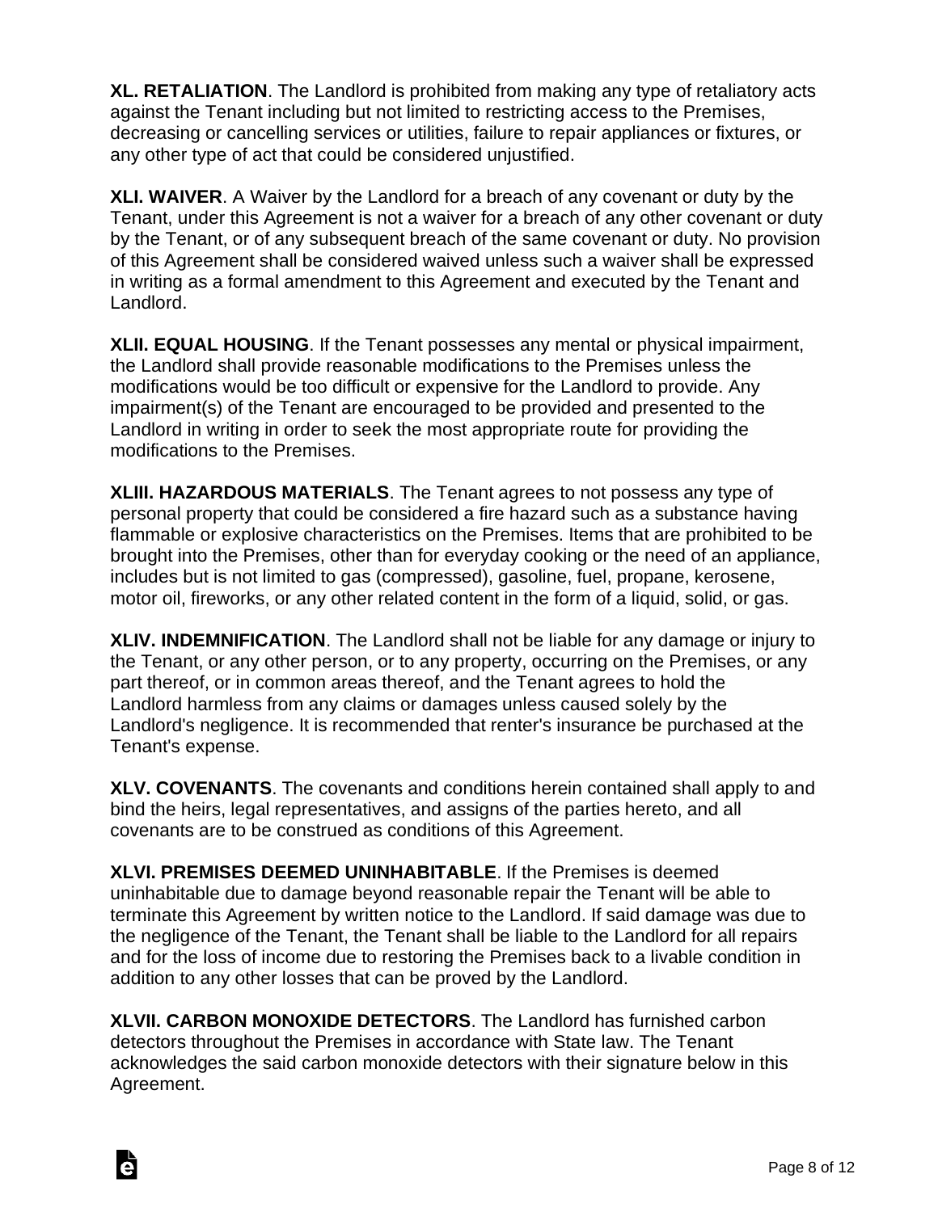**XL. RETALIATION**. The Landlord is prohibited from making any type of retaliatory acts against the Tenant including but not limited to restricting access to the Premises, decreasing or cancelling services or utilities, failure to repair appliances or fixtures, or any other type of act that could be considered unjustified.

**XLI. WAIVER**. A Waiver by the Landlord for a breach of any covenant or duty by the Tenant, under this Agreement is not a waiver for a breach of any other covenant or duty by the Tenant, or of any subsequent breach of the same covenant or duty. No provision of this Agreement shall be considered waived unless such a waiver shall be expressed in writing as a formal amendment to this Agreement and executed by the Tenant and Landlord.

**XLII. EQUAL HOUSING**. If the Tenant possesses any mental or physical impairment, the Landlord shall provide reasonable modifications to the Premises unless the modifications would be too difficult or expensive for the Landlord to provide. Any impairment(s) of the Tenant are encouraged to be provided and presented to the Landlord in writing in order to seek the most appropriate route for providing the modifications to the Premises.

**XLIII. HAZARDOUS MATERIALS**. The Tenant agrees to not possess any type of personal property that could be considered a fire hazard such as a substance having flammable or explosive characteristics on the Premises. Items that are prohibited to be brought into the Premises, other than for everyday cooking or the need of an appliance, includes but is not limited to gas (compressed), gasoline, fuel, propane, kerosene, motor oil, fireworks, or any other related content in the form of a liquid, solid, or gas.

**XLIV. INDEMNIFICATION**. The Landlord shall not be liable for any damage or injury to the Tenant, or any other person, or to any property, occurring on the Premises, or any part thereof, or in common areas thereof, and the Tenant agrees to hold the Landlord harmless from any claims or damages unless caused solely by the Landlord's negligence. It is recommended that renter's insurance be purchased at the Tenant's expense.

**XLV. COVENANTS**. The covenants and conditions herein contained shall apply to and bind the heirs, legal representatives, and assigns of the parties hereto, and all covenants are to be construed as conditions of this Agreement.

**XLVI. PREMISES DEEMED UNINHABITABLE**. If the Premises is deemed uninhabitable due to damage beyond reasonable repair the Tenant will be able to terminate this Agreement by written notice to the Landlord. If said damage was due to the negligence of the Tenant, the Tenant shall be liable to the Landlord for all repairs and for the loss of income due to restoring the Premises back to a livable condition in addition to any other losses that can be proved by the Landlord.

**XLVII. CARBON MONOXIDE DETECTORS**. The Landlord has furnished carbon detectors throughout the Premises in accordance with State law. The Tenant acknowledges the said carbon monoxide detectors with their signature below in this Agreement.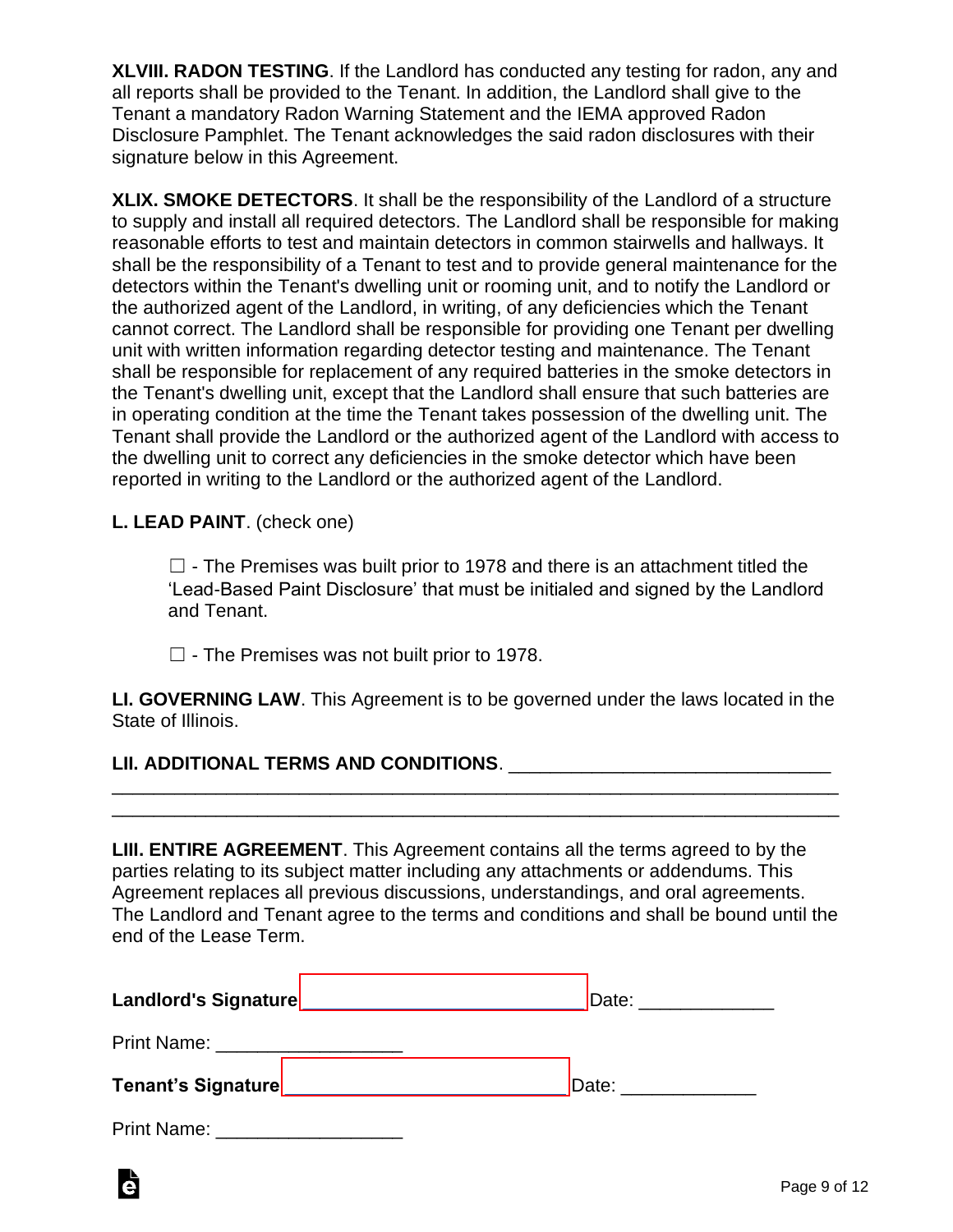**XLVIII. RADON TESTING**. If the Landlord has conducted any testing for radon, any and all reports shall be provided to the Tenant. In addition, the Landlord shall give to the Tenant a mandatory Radon Warning Statement and the IEMA approved Radon Disclosure Pamphlet. The Tenant acknowledges the said radon disclosures with their signature below in this Agreement.

**XLIX. SMOKE DETECTORS**. It shall be the responsibility of the Landlord of a structure to supply and install all required detectors. The Landlord shall be responsible for making reasonable efforts to test and maintain detectors in common stairwells and hallways. It shall be the responsibility of a Tenant to test and to provide general maintenance for the detectors within the Tenant's dwelling unit or rooming unit, and to notify the Landlord or the authorized agent of the Landlord, in writing, of any deficiencies which the Tenant cannot correct. The Landlord shall be responsible for providing one Tenant per dwelling unit with written information regarding detector testing and maintenance. The Tenant shall be responsible for replacement of any required batteries in the smoke detectors in the Tenant's dwelling unit, except that the Landlord shall ensure that such batteries are in operating condition at the time the Tenant takes possession of the dwelling unit. The Tenant shall provide the Landlord or the authorized agent of the Landlord with access to the dwelling unit to correct any deficiencies in the smoke detector which have been reported in writing to the Landlord or the authorized agent of the Landlord.

**L. LEAD PAINT**. (check one)

> ☐ - The Premises was built prior to 1978 and there is an attachment titled the 'Lead-Based Paint Disclosure' that must be initialed and signed by the Landlord and Tenant.
>
> ☐ - The Premises was not built prior to 1978.

**LI. GOVERNING LAW**. This Agreement is to be governed under the laws located in the State of Illinois.

**LII. ADDITIONAL TERMS AND CONDITIONS**. ______________________________
_________________________________________________________________
_________________________________________________________________

**LIII. ENTIRE AGREEMENT**. This Agreement contains all the terms agreed to by the parties relating to its subject matter including any attachments or addendums. This Agreement replaces all previous discussions, understandings, and oral agreements. The Landlord and Tenant agree to the terms and conditions and shall be bound until the end of the Lease Term.

**Landlord's Signature** __________________________ Date: _____________

Print Name: __________________

**Tenant's Signature** __________________________ Date: _____________

Print Name: __________________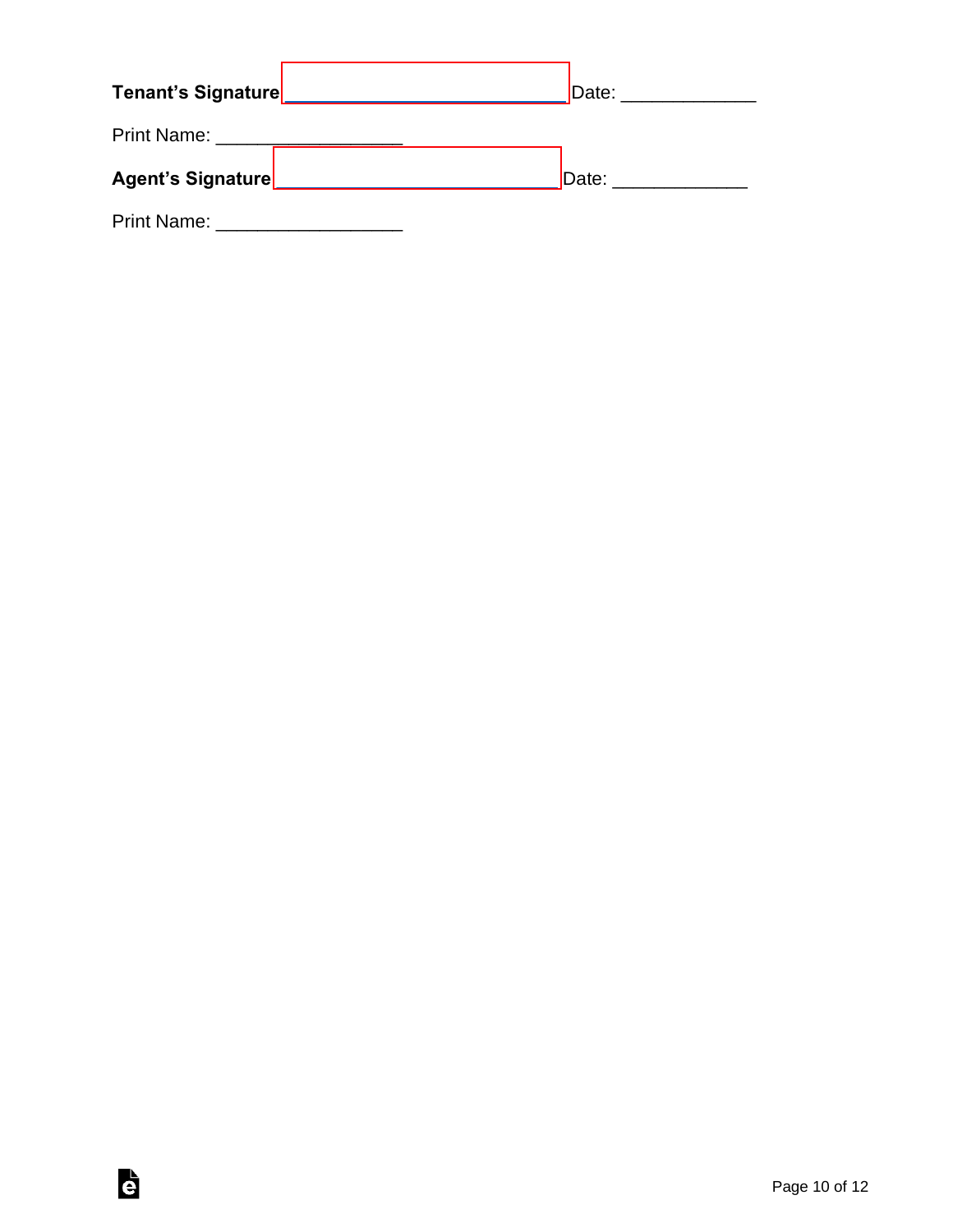**Tenant's Signature** ___________________________ Date: _____________

Print Name: __________________

**Agent's Signature** ___________________________ Date: _____________

Print Name: __________________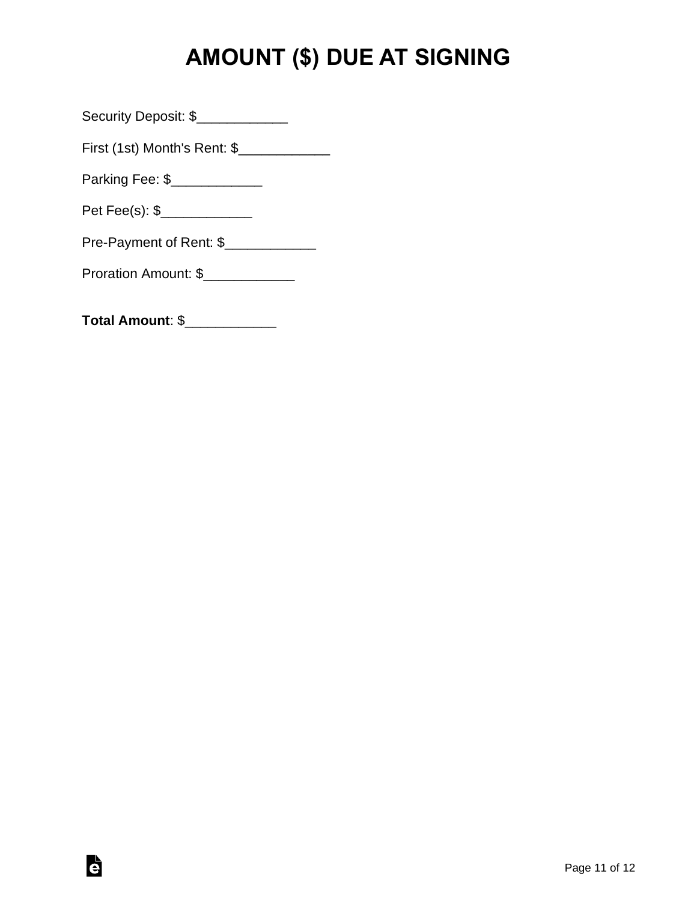# AMOUNT ($) DUE AT SIGNING

Security Deposit: $____________

First (1st) Month's Rent: $____________

Parking Fee: $____________

Pet Fee(s): $____________

Pre-Payment of Rent: $____________

Proration Amount: $____________

**Total Amount**: $____________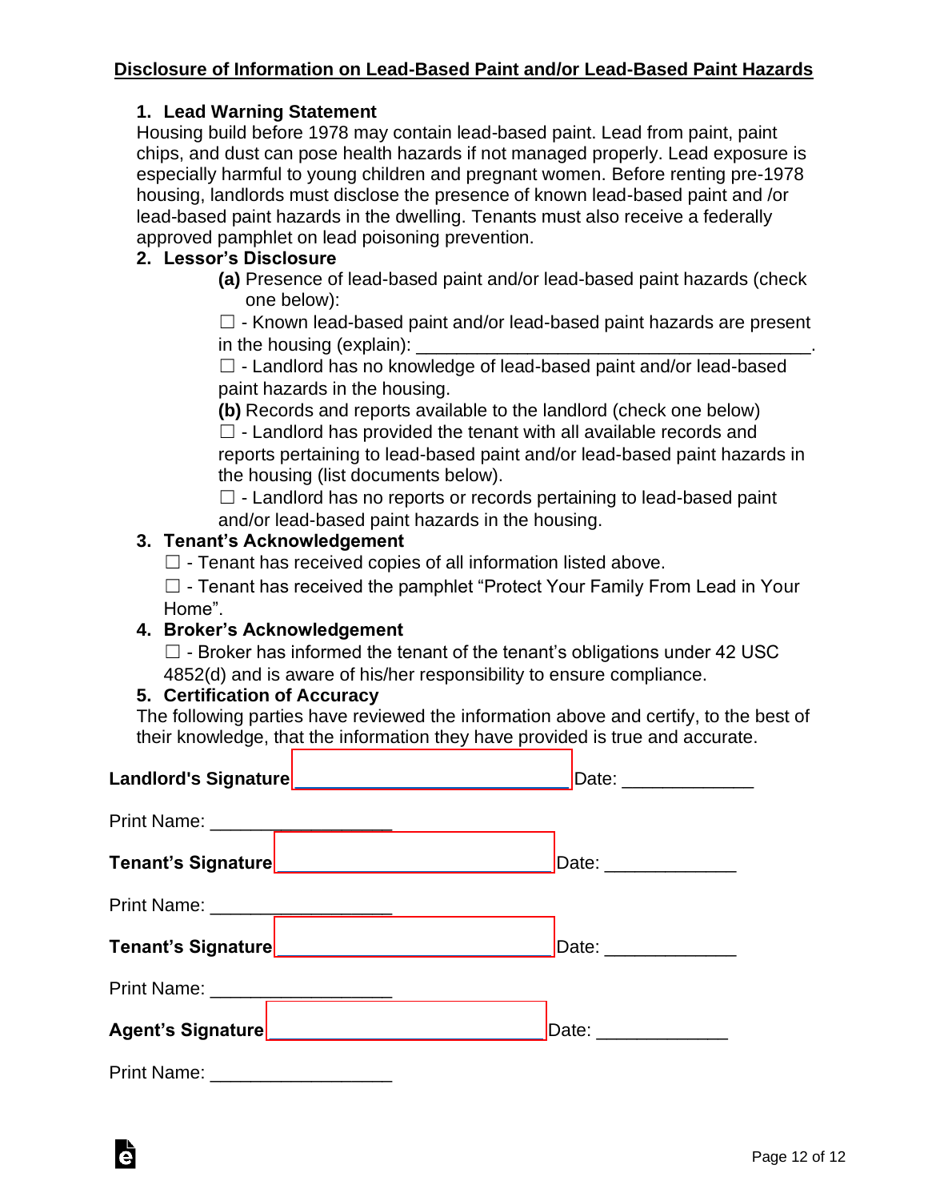**Disclosure of Information on Lead-Based Paint and/or Lead-Based Paint Hazards**

1. **Lead Warning Statement**
Housing build before 1978 may contain lead-based paint. Lead from paint, paint chips, and dust can pose health hazards if not managed properly. Lead exposure is especially harmful to young children and pregnant women. Before renting pre-1978 housing, landlords must disclose the presence of known lead-based paint and /or lead-based paint hazards in the dwelling. Tenants must also receive a federally approved pamphlet on lead poisoning prevention.

2. **Lessor's Disclosure**

   **(a)** Presence of lead-based paint and/or lead-based paint hazards (check one below):

   ☐ - Known lead-based paint and/or lead-based paint hazards are present in the housing (explain): ________________________________________.

   ☐ - Landlord has no knowledge of lead-based paint and/or lead-based paint hazards in the housing.

   **(b)** Records and reports available to the landlord (check one below)

   ☐ - Landlord has provided the tenant with all available records and reports pertaining to lead-based paint and/or lead-based paint hazards in the housing (list documents below).

   ☐ - Landlord has no reports or records pertaining to lead-based paint and/or lead-based paint hazards in the housing.

3. **Tenant's Acknowledgement**

   ☐ - Tenant has received copies of all information listed above.

   ☐ - Tenant has received the pamphlet "Protect Your Family From Lead in Your Home".

4. **Broker's Acknowledgement**

   ☐ - Broker has informed the tenant of the tenant's obligations under 42 USC 4852(d) and is aware of his/her responsibility to ensure compliance.

5. **Certification of Accuracy**
The following parties have reviewed the information above and certify, to the best of their knowledge, that the information they have provided is true and accurate.

**Landlord's Signature** ___________________________ Date: _____________

Print Name: __________________

**Tenant's Signature** ___________________________ Date: _____________

Print Name: __________________

**Tenant's Signature** ___________________________ Date: _____________

Print Name: __________________

**Agent's Signature** ___________________________ Date: _____________

Print Name: __________________